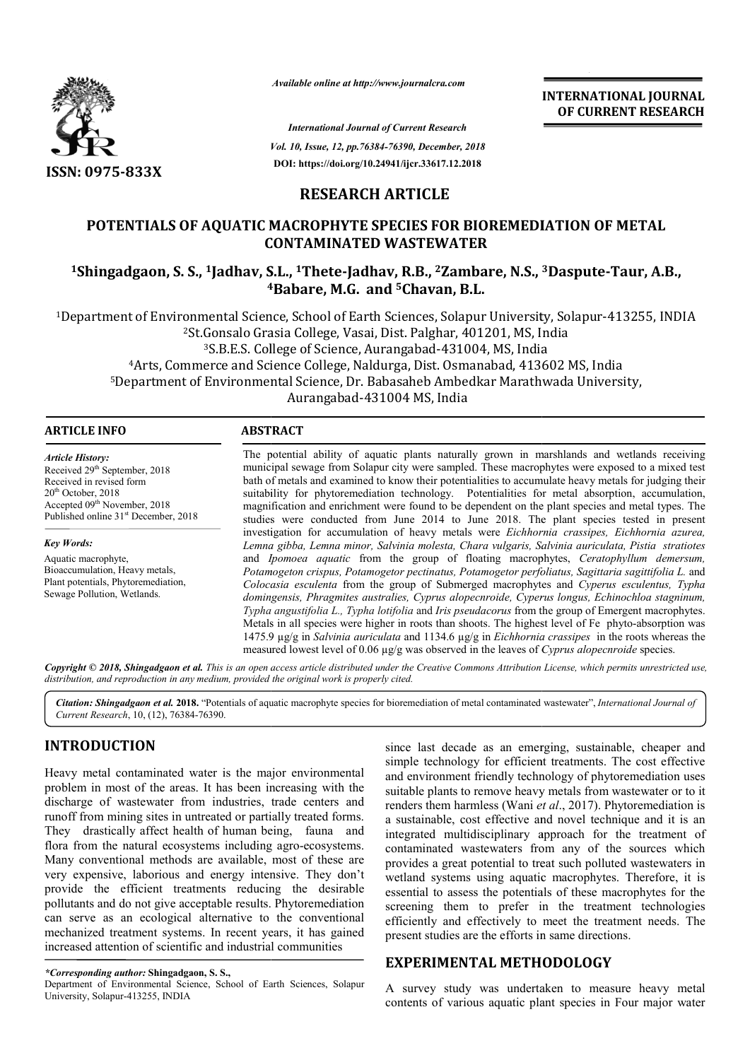ISSN: 0975-833X

*Available online at http://www.journalcra.com*

*International Journal of Current Research*
*Vol. 10, Issue, 12, pp.76384-76390, December, 2018*
DOI: https://doi.org/10.24941/ijcr.33617.12.2018

**INTERNATIONAL JOURNAL OF CURRENT RESEARCH**

# RESEARCH ARTICLE

# POTENTIALS OF AQUATIC MACROPHYTE SPECIES FOR BIOREMEDIATION OF METAL CONTAMINATED WASTEWATER

**[1]Shingadgaon, S. S., [1]Jadhav, S.L., [1]Thete-Jadhav, R.B., [2]Zambare, N.S., [3]Daspute-Taur, A.B., [4]Babare, M.G. and [5]Chavan, B.L.**

[1]Department of Environmental Science, School of Earth Sciences, Solapur University, Solapur-413255, INDIA
[2]St.Gonsalo Grasia College, Vasai, Dist. Palghar, 401201, MS, India
[3]S.B.E.S. College of Science, Aurangabad-431004, MS, India
[4]Arts, Commerce and Science College, Naldurga, Dist. Osmanabad, 413602 MS, India
[5]Department of Environmental Science, Dr. Babasaheb Ambedkar Marathwada University, Aurangabad-431004 MS, India

## ARTICLE INFO

*Article History:*
Received 29th September, 2018
Received in revised form
20th October, 2018
Accepted 09th November, 2018
Published online 31st December, 2018

*Key Words:*
Aquatic macrophyte, Bioaccumulation, Heavy metals, Plant potentials, Phytoremediation, Sewage Pollution, Wetlands.

## ABSTRACT

The potential ability of aquatic plants naturally grown in marshlands and wetlands receiving municipal sewage from Solapur city were sampled. These macrophytes were exposed to a mixed test bath of metals and examined to know their potentialities to accumulate heavy metals for judging their suitability for phytoremediation technology. Potentialities for metal absorption, accumulation, magnification and enrichment were found to be dependent on the plant species and metal types. The studies were conducted from June 2014 to June 2018. The plant species tested in present investigation for accumulation of heavy metals were *Eichhornia crassipes, Eichhornia azurea, Lemna gibba, Lemna minor, Salvinia molesta, Chara vulgaris, Salvinia auriculata, Pistia stratiotes* and *Ipomoea aquatic* from the group of floating macrophytes, *Ceratophyllum demersum, Potamogeton crispus, Potamogetor pectinatus, Potamogetor perfoliatus, Sagittaria sagittifolia L.* and *Colocasia esculenta* from the group of Submerged macrophytes and *Cyperus esculentus, Typha domingensis, Phragmites australies, Cyprus alopecnroide, Cyperus longus, Echinochloa stagninum, Typha angustifolia L., Typha lotifolia* and *Iris pseudacorus* from the group of Emergent macrophytes. Metals in all species were higher in roots than shoots. The highest level of Fe phyto-absorption was 1475.9 µg/g in *Salvinia auriculata* and 1134.6 µg/g in *Eichhornia crassipes* in the roots whereas the measured lowest level of 0.06 µg/g was observed in the leaves of *Cyprus alopecnroide* species.

*Copyright © 2018, Shingadgaon et al. This is an open access article distributed under the Creative Commons Attribution License, which permits unrestricted use, distribution, and reproduction in any medium, provided the original work is properly cited.*

*Citation: Shingadgaon et al.* **2018.** "Potentials of aquatic macrophyte species for bioremediation of metal contaminated wastewater", *International Journal of Current Research*, 10, (12), 76384-76390.

## INTRODUCTION

Heavy metal contaminated water is the major environmental problem in most of the areas. It has been increasing with the discharge of wastewater from industries, trade centers and runoff from mining sites in untreated or partially treated forms. They drastically affect health of human being, fauna and flora from the natural ecosystems including agro-ecosystems. Many conventional methods are available, most of these are very expensive, laborious and energy intensive. They don't provide the efficient treatments reducing the desirable pollutants and do not give acceptable results. Phytoremediation can serve as an ecological alternative to the conventional mechanized treatment systems. In recent years, it has gained increased attention of scientific and industrial communities since last decade as an emerging, sustainable, cheaper and simple technology for efficient treatments. The cost effective and environment friendly technology of phytoremediation uses suitable plants to remove heavy metals from wastewater or to it renders them harmless (Wani *et al*., 2017). Phytoremediation is a sustainable, cost effective and novel technique and it is an integrated multidisciplinary approach for the treatment of contaminated wastewaters from any of the sources which provides a great potential to treat such polluted wastewaters in wetland systems using aquatic macrophytes. Therefore, it is essential to assess the potentials of these macrophytes for the screening them to prefer in the treatment technologies efficiently and effectively to meet the treatment needs. The present studies are the efforts in same directions.

## EXPERIMENTAL METHODOLOGY

A survey study was undertaken to measure heavy metal contents of various aquatic plant species in Four major water

*\*Corresponding author:* **Shingadgaon, S. S.,**
Department of Environmental Science, School of Earth Sciences, Solapur University, Solapur-413255, INDIA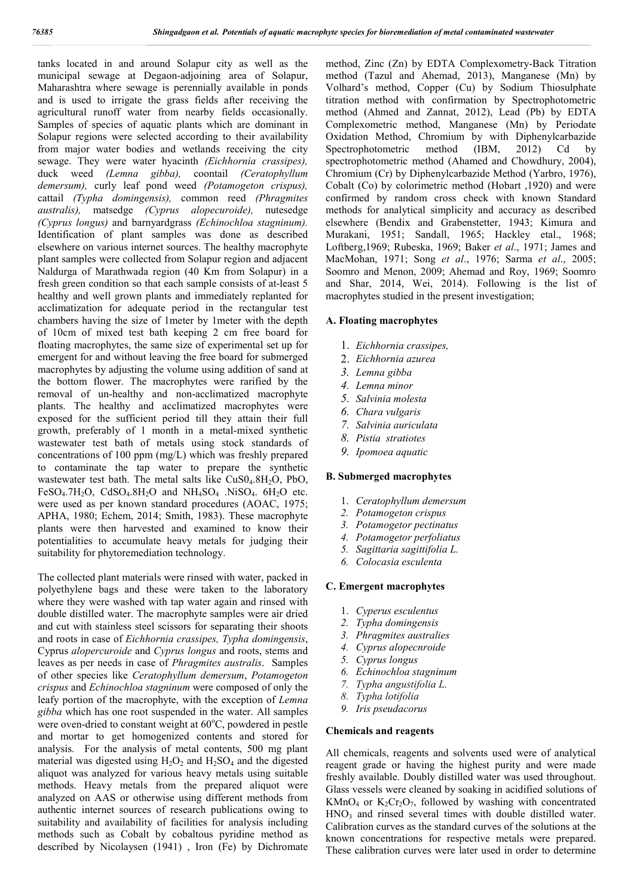tanks located in and around Solapur city as well as the municipal sewage at Degaon-adjoining area of Solapur, Maharashtra where sewage is perennially available in ponds and is used to irrigate the grass fields after receiving the agricultural runoff water from nearby fields occasionally. Samples of species of aquatic plants which are dominant in Solapur regions were selected according to their availability from major water bodies and wetlands receiving the city sewage. They were water hyacinth *(Eichhornia crassipes),* duck weed *(Lemna gibba),* coontail *(Ceratophyllum demersum),* curly leaf pond weed *(Potamogeton crispus),* cattail *(Typha domingensis),* common reed *(Phragmites australis),* matsedge *(Cyprus alopecuroide),* nutesedge *(Cyprus longus)* and barnyardgrass *(Echinochloa stagninum).* Identification of plant samples was done as described elsewhere on various internet sources. The healthy macrophyte plant samples were collected from Solapur region and adjacent Naldurga of Marathwada region (40 Km from Solapur) in a fresh green condition so that each sample consists of at-least 5 healthy and well grown plants and immediately replanted for acclimatization for adequate period in the rectangular test chambers having the size of 1meter by 1meter with the depth of 10cm of mixed test bath keeping 2 cm free board for floating macrophytes, the same size of experimental set up for emergent for and without leaving the free board for submerged macrophytes by adjusting the volume using addition of sand at the bottom flower. The macrophytes were rarified by the removal of un-healthy and non-acclimatized macrophyte plants. The healthy and acclimatized macrophytes were exposed for the sufficient period till they attain their full growth, preferably of 1 month in a metal-mixed synthetic wastewater test bath of metals using stock standards of concentrations of 100 ppm (mg/L) which was freshly prepared to contaminate the tap water to prepare the synthetic wastewater test bath. The metal salts like $CuS0_4.8H_2O$, PbO, $FeSO_4.7H_2O$, $CdSO_4.8H_2O$ and $NH_4SO_4$ .$NiSO_4$. $6H_2O$ etc. were used as per known standard procedures (AOAC, 1975; APHA, 1980; Echem, 2014; Smith, 1983). These macrophyte plants were then harvested and examined to know their potentialities to accumulate heavy metals for judging their suitability for phytoremediation technology.

The collected plant materials were rinsed with water, packed in polyethylene bags and these were taken to the laboratory where they were washed with tap water again and rinsed with double distilled water. The macrophyte samples were air dried and cut with stainless steel scissors for separating their shoots and roots in case of *Eichhornia crassipes, Typha domingensis*, Cyprus *alopercuroide* and *Cyprus longus* and roots, stems and leaves as per needs in case of *Phragmites australis*. Samples of other species like *Ceratophyllum demersum*, *Potamogeton crispus* and *Echinochloa stagninum* were composed of only the leafy portion of the macrophyte, with the exception of *Lemna gibba* which has one root suspended in the water. All samples were oven-dried to constant weight at 60°C, powdered in pestle and mortar to get homogenized contents and stored for analysis. For the analysis of metal contents, 500 mg plant material was digested using $H_2O_2$ and $H_2SO_4$ and the digested aliquot was analyzed for various heavy metals using suitable methods. Heavy metals from the prepared aliquot were analyzed on AAS or otherwise using different methods from authentic internet sources of research publications owing to suitability and availability of facilities for analysis including methods such as Cobalt by cobaltous pyridine method as described by Nicolaysen (1941) , Iron (Fe) by Dichromate method, Zinc (Zn) by EDTA Complexometry-Back Titration method (Tazul and Ahemad, 2013), Manganese (Mn) by Volhard's method, Copper (Cu) by Sodium Thiosulphate titration method with confirmation by Spectrophotometric method (Ahmed and Zannat, 2012), Lead (Pb) by EDTA Complexometric method, Manganese (Mn) by Periodate Oxidation Method, Chromium by with Diphenylcarbazide Spectrophotometric method (IBM, 2012) Cd by spectrophotometric method (Ahamed and Chowdhury, 2004), Chromium (Cr) by Diphenylcarbazide Method (Yarbro, 1976), Cobalt (Co) by colorimetric method (Hobart ,1920) and were confirmed by random cross check with known Standard methods for analytical simplicity and accuracy as described elsewhere (Bendix and Grabenstetter, 1943; Kimura and Murakani, 1951; Sandall, 1965; Hackley etal., 1968; Loftberg,1969; Rubeska, 1969; Baker *et al*., 1971; James and MacMohan, 1971; Song *et al*., 1976; Sarma *et al*., 2005; Soomro and Menon, 2009; Ahemad and Roy, 1969; Soomro and Shar, 2014, Wei, 2014). Following is the list of macrophytes studied in the present investigation;

### A. Floating macrophytes

1. *Eichhornia crassipes,*
2. *Eichhornia azurea*
3. *Lemna gibba*
4. *Lemna minor*
5. *Salvinia molesta*
6. *Chara vulgaris*
7. *Salvinia auriculata*
8. *Pistia stratiotes*
9. *Ipomoea aquatic*

### B. Submerged macrophytes

1. *Ceratophyllum demersum*
2. *Potamogeton crispus*
3. *Potamogetor pectinatus*
4. *Potamogetor perfoliatus*
5. *Sagittaria sagittifolia L.*
6. *Colocasia esculenta*

### C. Emergent macrophytes

1. *Cyperus esculentus*
2. *Typha domingensis*
3. *Phragmites australies*
4. *Cyprus alopecnroide*
5. *Cyprus longus*
6. *Echinochloa stagninum*
7. *Typha angustifolia L.*
8. *Typha lotifolia*
9. *Iris pseudacorus*

### Chemicals and reagents

All chemicals, reagents and solvents used were of analytical reagent grade or having the highest purity and were made freshly available. Doubly distilled water was used throughout. Glass vessels were cleaned by soaking in acidified solutions of $KMnO_4$ or $K_2Cr_2O_7$, followed by washing with concentrated $HNO_3$ and rinsed several times with double distilled water. Calibration curves as the standard curves of the solutions at the known concentrations for respective metals were prepared. These calibration curves were later used in order to determine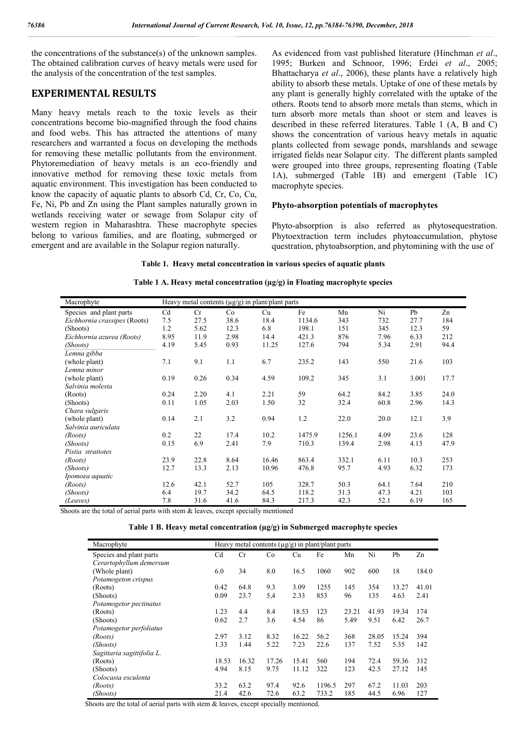the concentrations of the substance(s) of the unknown samples. The obtained calibration curves of heavy metals were used for the analysis of the concentration of the test samples.

# EXPERIMENTAL RESULTS

Many heavy metals reach to the toxic levels as their concentrations become bio-magnified through the food chains and food webs. This has attracted the attentions of many researchers and warranted a focus on developing the methods for removing these metallic pollutants from the environment. Phytoremediation of heavy metals is an eco-friendly and innovative method for removing these toxic metals from aquatic environment. This investigation has been conducted to know the capacity of aquatic plants to absorb Cd, Cr, Co, Cu, Fe, Ni, Pb and Zn using the Plant samples naturally grown in wetlands receiving water or sewage from Solapur city of western region in Maharashtra. These macrophyte species belong to various families, and are floating, submerged or emergent and are available in the Solapur region naturally.

As evidenced from vast published literature (Hinchman *et al*., 1995; Burken and Schnoor, 1996; Erdei *et al*., 2005; Bhattacharya *et al*., 2006), these plants have a relatively high ability to absorb these metals. Uptake of one of these metals by any plant is generally highly correlated with the uptake of the others. Roots tend to absorb more metals than stems, which in turn absorb more metals than shoot or stem and leaves is described in these referred literatures. Table 1 (A, B and C) shows the concentration of various heavy metals in aquatic plants collected from sewage ponds, marshlands and sewage irrigated fields near Solapur city. The different plants sampled were grouped into three groups, representing floating (Table 1A), submerged (Table 1B) and emergent (Table 1C) macrophyte species.

### Phyto-absorption potentials of macrophytes

Phyto-absorption is also referred as phytosequestration. Phytoextraction term includes phytoaccumulation, phytose questration, phytoabsorption, and phytomining with the use of

**Table 1. Heavy metal concentration in various species of aquatic plants**

**Table 1 A. Heavy metal concentration (µg/g) in Floating macrophyte species**

| Macrophyte | Heavy metal contents (µg/g) in plant/plant parts | | | | | | | | |
|---|---|---|---|---|---|---|---|---|---|
| Species and plant parts | Cd | Cr | Co | Cu | Fe | Mn | Ni | Pb | Zn |
| *Eichhornia crassipes* (Roots) | 7.5 | 27.5 | 38.6 | 18.4 | 1134.6 | 343 | 732 | 27.7 | 184 |
| (Shoots) | 1.2 | 5.62 | 12.3 | 6.8 | 198.1 | 151 | 345 | 12.3 | 59 |
| *Eichhornia azurea (Roots)* | 8.95 | 11.9 | 2.98 | 14.4 | 421.3 | 876 | 7.96 | 6.33 | 212 |
| *(Shoots)* | 4.19 | 5.45 | 0.93 | 11.25 | 127.6 | 794 | 5.34 | 2.91 | 94.4 |
| *Lemna gibba* | | | | | | | | | |
| (whole plant) | 7.1 | 9.1 | 1.1 | 6.7 | 235.2 | 143 | 550 | 21.6 | 103 |
| *Lemna minor* | | | | | | | | | |
| (whole plant) | 0.19 | 0.26 | 0.34 | 4.59 | 109.2 | 345 | 3.1 | 3.001 | 17.7 |
| *Salvinia molesta* | | | | | | | | | |
| (Roots) | 0.24 | 2.20 | 4.1 | 2.21 | 59 | 64.2 | 84.2 | 3.85 | 24.0 |
| (Shoots) | 0.11 | 1.05 | 2.03 | 1.50 | 32 | 32.4 | 60.8 | 2.96 | 14.3 |
| *Chara vulgaris* | | | | | | | | | |
| (whole plant) | 0.14 | 2.1 | 3.2 | 0.94 | 1.2 | 22.0 | 20.0 | 12.1 | 3.9 |
| *Salvinia auriculata* | | | | | | | | | |
| *(Roots)* | 0.2 | 22 | 17.4 | 10.2 | 1475.9 | 1256.1 | 4.09 | 23.6 | 128 |
| *(Shoots)* | 0.15 | 6.9 | 2.41 | 7.9 | 710.3 | 139.4 | 2.98 | 4.13 | 47.9 |
| *Pistia stratiotes* | | | | | | | | | |
| *(Roots)* | 23.9 | 22.8 | 8.64 | 16.46 | 863.4 | 332.1 | 6.11 | 10.3 | 253 |
| *(Shoots)* | 12.7 | 13.3 | 2.13 | 10.96 | 476.8 | 95.7 | 4.93 | 6.32 | 173 |
| *Ipomoea aquatic* | | | | | | | | | |
| *(Roots)* | 12.6 | 42.1 | 52.7 | 105 | 328.7 | 50.3 | 64.1 | 7.64 | 210 |
| *(Shoots)* | 6.4 | 19.7 | 34.2 | 64.5 | 118.2 | 31.3 | 47.3 | 4.21 | 103 |
| *(Leaves)* | 7.8 | 31.6 | 41.6 | 84.3 | 217.3 | 42.3 | 52.1 | 6.19 | 165 |

Shoots are the total of aerial parts with stem & leaves, except specially mentioned

**Table 1 B. Heavy metal concentration (µg/g) in Submerged macrophyte species**

| Macrophyte | Heavy metal contents (µg/g) in plant/plant parts | | | | | | | | |
|---|---|---|---|---|---|---|---|---|---|
| Species and plant parts | Cd | Cr | Co | Cu | Fe | Mn | Ni | Pb | Zn |
| *Cerartophyllum demersum* | | | | | | | | | |
| (Whole plant) | 6.0 | 34 | 8.0 | 16.5 | 1060 | 902 | 600 | 18 | 184.0 |
| *Potamogeton crispus* | | | | | | | | | |
| (Roots) | 0.42 | 64.8 | 9.3 | 3.09 | 1255 | 145 | 354 | 13.27 | 41.01 |
| (Shoots) | 0.09 | 23.7 | 5,4 | 2.33 | 853 | 96 | 135 | 4.63 | 2.41 |
| *Potamogetor pectinatus* | | | | | | | | | |
| (Roots) | 1.23 | 4.4 | 8.4 | 18.53 | 123 | 23.21 | 41.93 | 19.34 | 174 |
| (Shoots) | 0.62 | 2.7 | 3.6 | 4.54 | 86 | 5.49 | 9.51 | 6.42 | 26.7 |
| *Potamogetor perfoliatus* | | | | | | | | | |
| *(Roots)* | 2.97 | 3.12 | 8.32 | 16.22 | 56.2 | 368 | 28.05 | 15.24 | 394 |
| *(Shoots)* | 1.33 | 1.44 | 5.22 | 7.23 | 22.6 | 137 | 7.52 | 5.35 | 142 |
| *Sagittaria sagittifolia L.* | | | | | | | | | |
| (Roots) | 18.53 | 16.32 | 17.26 | 15.41 | 560 | 194 | 72.4 | 59.36 | 312 |
| (Shoots) | 4.94 | 8.15 | 9.75 | 11.12 | 322 | 123 | 42.5 | 27.12 | 145 |
| *Colocasia esculenta* | | | | | | | | | |
| *(Roots)* | 33.2 | 63.2 | 97.4 | 92.6 | 1196.5 | 297 | 67.2 | 11.03 | 203 |
| *(Shoots)* | 21.4 | 42.6 | 72.6 | 63.2 | 733.2 | 185 | 44.5 | 6.96 | 127 |

Shoots are the total of aerial parts with stem & leaves, except specially mentioned.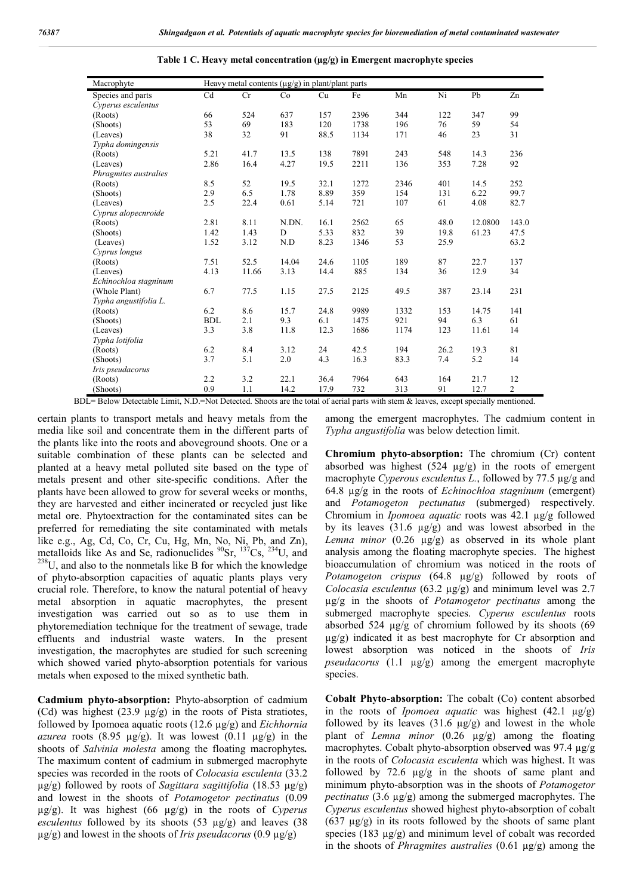**Table 1 C. Heavy metal concentration (µg/g) in Emergent macrophyte species**

| Macrophyte | Heavy metal contents (µg/g) in plant/plant parts | | | | | | | | |
|---|---|---|---|---|---|---|---|---|---|
| Species and parts | Cd | Cr | Co | Cu | Fe | Mn | Ni | Pb | Zn |
| *Cyperus esculentus* | | | | | | | | | |
| (Roots) | 66 | 524 | 637 | 157 | 2396 | 344 | 122 | 347 | 99 |
| (Shoots) | 53 | 69 | 183 | 120 | 1738 | 196 | 76 | 59 | 54 |
| (Leaves) | 38 | 32 | 91 | 88.5 | 1134 | 171 | 46 | 23 | 31 |
| *Typha domingensis* | | | | | | | | | |
| (Roots) | 5.21 | 41.7 | 13.5 | 138 | 7891 | 243 | 548 | 14.3 | 236 |
| (Leaves) | 2.86 | 16.4 | 4.27 | 19.5 | 2211 | 136 | 353 | 7.28 | 92 |
| *Phragmites australies* | | | | | | | | | |
| (Roots) | 8.5 | 52 | 19.5 | 32.1 | 1272 | 2346 | 401 | 14.5 | 252 |
| (Shoots) | 2.9 | 6.5 | 1.78 | 8.89 | 359 | 154 | 131 | 6.22 | 99.7 |
| (Leaves) | 2.5 | 22.4 | 0.61 | 5.14 | 721 | 107 | 61 | 4.08 | 82.7 |
| *Cyprus alopecnroide* | | | | | | | | | |
| (Roots) | 2.81 | 8.11 | N.DN. | 16.1 | 2562 | 65 | 48.0 | 12.0800 | 143.0 |
| (Shoots) | 1.42 | 1.43 | D | 5.33 | 832 | 39 | 19.8 | 61.23 | 47.5 |
| (Leaves) | 1.52 | 3.12 | N.D | 8.23 | 1346 | 53 | 25.9 | | 63.2 |
| *Cyprus longus* | | | | | | | | | |
| (Roots) | 7.51 | 52.5 | 14.04 | 24.6 | 1105 | 189 | 87 | 22.7 | 137 |
| (Leaves) | 4.13 | 11.66 | 3.13 | 14.4 | 885 | 134 | 36 | 12.9 | 34 |
| *Echinochloa stagninum* | | | | | | | | | |
| (Whole Plant) | 6.7 | 77.5 | 1.15 | 27.5 | 2125 | 49.5 | 387 | 23.14 | 231 |
| *Typha angustifolia L.* | | | | | | | | | |
| (Roots) | 6.2 | 8.6 | 15.7 | 24.8 | 9989 | 1332 | 153 | 14.75 | 141 |
| (Shoots) | BDL | 2.1 | 9.3 | 6.1 | 1475 | 921 | 94 | 6.3 | 61 |
| (Leaves) | 3.3 | 3.8 | 11.8 | 12.3 | 1686 | 1174 | 123 | 11.61 | 14 |
| *Typha lotifolia* | | | | | | | | | |
| (Roots) | 6.2 | 8.4 | 3.12 | 24 | 42.5 | 194 | 26.2 | 19.3 | 81 |
| (Shoots) | 3.7 | 5.1 | 2.0 | 4.3 | 16.3 | 83.3 | 7.4 | 5.2 | 14 |
| *Iris pseudacorus* | | | | | | | | | |
| (Roots) | 2.2 | 3.2 | 22.1 | 36.4 | 7964 | 643 | 164 | 21.7 | 12 |
| (Shoots) | 0.9 | 1.1 | 14.2 | 17.9 | 732 | 313 | 91 | 12.7 | 2 |

BDL= Below Detectable Limit, N.D.=Not Detected. Shoots are the total of aerial parts with stem & leaves, except specially mentioned.

certain plants to transport metals and heavy metals from the media like soil and concentrate them in the different parts of the plants like into the roots and aboveground shoots. One or a suitable combination of these plants can be selected and planted at a heavy metal polluted site based on the type of metals present and other site-specific conditions. After the plants have been allowed to grow for several weeks or months, they are harvested and either incinerated or recycled just like metal ore. Phytoextraction for the contaminated sites can be preferred for remediating the site contaminated with metals like e.g., Ag, Cd, Co, Cr, Cu, Hg, Mn, No, Ni, Pb, and Zn), metalloids like As and Se, radionuclides $^{90}Sr$, $^{137}Cs$, $^{234}U$, and $^{238}U$, and also to the nonmetals like B for which the knowledge of phyto-absorption capacities of aquatic plants plays very crucial role. Therefore, to know the natural potential of heavy metal absorption in aquatic macrophytes, the present investigation was carried out so as to use them in phytoremediation technique for the treatment of sewage, trade effluents and industrial waste waters. In the present investigation, the macrophytes are studied for such screening which showed varied phyto-absorption potentials for various metals when exposed to the mixed synthetic bath.

**Cadmium phyto-absorption:** Phyto-absorption of cadmium (Cd) was highest (23.9 µg/g) in the roots of Pista stratiotes, followed by Ipomoea aquatic roots (12.6 µg/g) and *Eichhornia azurea* roots (8.95 µg/g). It was lowest (0.11 µg/g) in the shoots of *Salvinia molesta* among the floating macrophytes**.** The maximum content of cadmium in submerged macrophyte species was recorded in the roots of *Colocasia esculenta* (33.2 µg/g) followed by roots of *Sagittara sagittifolia* (18.53 µg/g) and lowest in the shoots of *Potamogetor pectinatus* (0.09 µg/g). It was highest (66 µg/g) in the roots of *Cyperus esculentus* followed by its shoots (53 µg/g) and leaves (38 µg/g) and lowest in the shoots of *Iris pseudacorus* (0.9 µg/g) among the emergent macrophytes. The cadmium content in *Typha angustifolia* was below detection limit.

**Chromium phyto-absorption:** The chromium (Cr) content absorbed was highest (524 µg/g) in the roots of emergent macrophyte *Cyperous esculentus L.*, followed by 77.5 µg/g and 64.8 µg/g in the roots of *Echinochloa stagninum* (emergent) and *Potamogeton pectunatus* (submerged) respectively. Chromium in *Ipomoea aquatic* roots was 42.1 µg/g followed by its leaves (31.6 µg/g) and was lowest absorbed in the *Lemna minor* (0.26 µg/g) as observed in its whole plant analysis among the floating macrophyte species. The highest bioaccumulation of chromium was noticed in the roots of *Potamogeton crispus* (64.8 µg/g) followed by roots of *Colocasia esculentus* (63.2 µg/g) and minimum level was 2.7 µg/g in the shoots of *Potamogetor pectinatus* among the submerged macrophyte species. *Cyperus esculentus* roots absorbed 524 µg/g of chromium followed by its shoots (69 µg/g) indicated it as best macrophyte for Cr absorption and lowest absorption was noticed in the shoots of *Iris pseudacorus* (1.1 µg/g) among the emergent macrophyte species.

**Cobalt Phyto-absorption:** The cobalt (Co) content absorbed in the roots of *Ipomoea aquatic* was highest (42.1 µg/g) followed by its leaves (31.6 µg/g) and lowest in the whole plant of *Lemna minor* (0.26 µg/g) among the floating macrophytes. Cobalt phyto-absorption observed was 97.4 µg/g in the roots of *Colocasia esculenta* which was highest. It was followed by 72.6 µg/g in the shoots of same plant and minimum phyto-absorption was in the shoots of *Potamogetor pectinatus* (3.6 µg/g) among the submerged macrophytes. The *Cyperus esculentus* showed highest phyto-absorption of cobalt (637 µg/g) in its roots followed by the shoots of same plant species (183 µg/g) and minimum level of cobalt was recorded in the shoots of *Phragmites australies* (0.61 µg/g) among the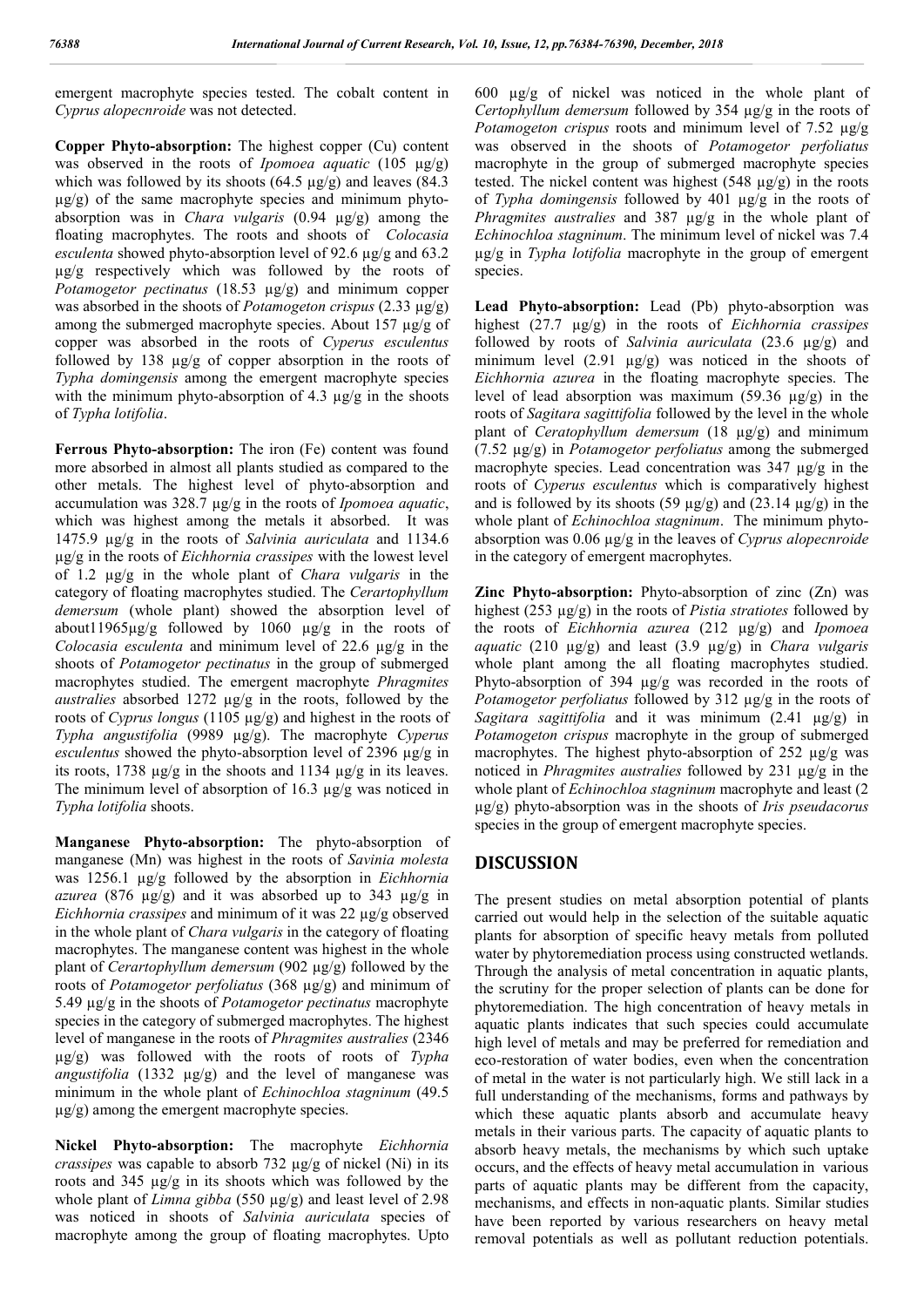emergent macrophyte species tested. The cobalt content in *Cyprus alopecnroide* was not detected.

**Copper Phyto-absorption:** The highest copper (Cu) content was observed in the roots of *Ipomoea aquatic* (105 µg/g) which was followed by its shoots (64.5 µg/g) and leaves (84.3 µg/g) of the same macrophyte species and minimum phyto-absorption was in *Chara vulgaris* (0.94 µg/g) among the floating macrophytes. The roots and shoots of *Colocasia esculenta* showed phyto-absorption level of 92.6 µg/g and 63.2 µg/g respectively which was followed by the roots of *Potamogetor pectinatus* (18.53 µg/g) and minimum copper was absorbed in the shoots of *Potamogeton crispus* (2.33 µg/g) among the submerged macrophyte species. About 157 µg/g of copper was absorbed in the roots of *Cyperus esculentus* followed by 138 µg/g of copper absorption in the roots of *Typha domingensis* among the emergent macrophyte species with the minimum phyto-absorption of 4.3 µg/g in the shoots of *Typha lotifolia*.

**Ferrous Phyto-absorption:** The iron (Fe) content was found more absorbed in almost all plants studied as compared to the other metals. The highest level of phyto-absorption and accumulation was 328.7 µg/g in the roots of *Ipomoea aquatic*, which was highest among the metals it absorbed. It was 1475.9 µg/g in the roots of *Salvinia auriculata* and 1134.6 µg/g in the roots of *Eichhornia crassipes* with the lowest level of 1.2 µg/g in the whole plant of *Chara vulgaris* in the category of floating macrophytes studied. The *Cerartophyllum demersum* (whole plant) showed the absorption level of about11965µg/g followed by 1060 µg/g in the roots of *Colocasia esculenta* and minimum level of 22.6 µg/g in the shoots of *Potamogetor pectinatus* in the group of submerged macrophytes studied. The emergent macrophyte *Phragmites australies* absorbed 1272 µg/g in the roots, followed by the roots of *Cyprus longus* (1105 µg/g) and highest in the roots of *Typha angustifolia* (9989 µg/g). The macrophyte *Cyperus esculentus* showed the phyto-absorption level of 2396 µg/g in its roots, 1738 µg/g in the shoots and 1134 µg/g in its leaves. The minimum level of absorption of 16.3 µg/g was noticed in *Typha lotifolia* shoots.

**Manganese Phyto-absorption:** The phyto-absorption of manganese (Mn) was highest in the roots of *Savinia molesta* was 1256.1 µg/g followed by the absorption in *Eichhornia azurea* (876 µg/g) and it was absorbed up to 343 µg/g in *Eichhornia crassipes* and minimum of it was 22 µg/g observed in the whole plant of *Chara vulgaris* in the category of floating macrophytes. The manganese content was highest in the whole plant of *Cerartophyllum demersum* (902 µg/g) followed by the roots of *Potamogetor perfoliatus* (368 µg/g) and minimum of 5.49 µg/g in the shoots of *Potamogetor pectinatus* macrophyte species in the category of submerged macrophytes. The highest level of manganese in the roots of *Phragmites australies* (2346 µg/g) was followed with the roots of roots of *Typha angustifolia* (1332 µg/g) and the level of manganese was minimum in the whole plant of *Echinochloa stagninum* (49.5 µg/g) among the emergent macrophyte species.

**Nickel Phyto-absorption:** The macrophyte *Eichhornia crassipes* was capable to absorb 732 µg/g of nickel (Ni) in its roots and 345 µg/g in its shoots which was followed by the whole plant of *Limna gibba* (550 µg/g) and least level of 2.98 was noticed in shoots of *Salvinia auriculata* species of macrophyte among the group of floating macrophytes. Upto 600 µg/g of nickel was noticed in the whole plant of *Certophyllum demersum* followed by 354 µg/g in the roots of *Potamogeton crispus* roots and minimum level of 7.52 µg/g was observed in the shoots of *Potamogetor perfoliatus* macrophyte in the group of submerged macrophyte species tested. The nickel content was highest (548 µg/g) in the roots of *Typha domingensis* followed by 401 µg/g in the roots of *Phragmites australies* and 387 µg/g in the whole plant of *Echinochloa stagninum*. The minimum level of nickel was 7.4 µg/g in *Typha lotifolia* macrophyte in the group of emergent species.

**Lead Phyto-absorption:** Lead (Pb) phyto-absorption was highest (27.7 µg/g) in the roots of *Eichhornia crassipes* followed by roots of *Salvinia auriculata* (23.6 µg/g) and minimum level (2.91 µg/g) was noticed in the shoots of *Eichhornia azurea* in the floating macrophyte species. The level of lead absorption was maximum (59.36 µg/g) in the roots of *Sagitara sagittifolia* followed by the level in the whole plant of *Ceratophyllum demersum* (18 µg/g) and minimum (7.52 µg/g) in *Potamogetor perfoliatus* among the submerged macrophyte species. Lead concentration was 347 µg/g in the roots of *Cyperus esculentus* which is comparatively highest and is followed by its shoots (59 µg/g) and (23.14 µg/g) in the whole plant of *Echinochloa stagninum*. The minimum phyto-absorption was 0.06 µg/g in the leaves of *Cyprus alopecnroide* in the category of emergent macrophytes.

**Zinc Phyto-absorption:** Phyto-absorption of zinc (Zn) was highest (253 µg/g) in the roots of *Pistia stratiotes* followed by the roots of *Eichhornia azurea* (212 µg/g) and *Ipomoea aquatic* (210 µg/g) and least (3.9 µg/g) in *Chara vulgaris* whole plant among the all floating macrophytes studied. Phyto-absorption of 394 µg/g was recorded in the roots of *Potamogetor perfoliatus* followed by 312 µg/g in the roots of *Sagitara sagittifolia* and it was minimum (2.41 µg/g) in *Potamogeton crispus* macrophyte in the group of submerged macrophytes. The highest phyto-absorption of 252 µg/g was noticed in *Phragmites australies* followed by 231 µg/g in the whole plant of *Echinochloa stagninum* macrophyte and least (2 µg/g) phyto-absorption was in the shoots of *Iris pseudacorus* species in the group of emergent macrophyte species.

## DISCUSSION

The present studies on metal absorption potential of plants carried out would help in the selection of the suitable aquatic plants for absorption of specific heavy metals from polluted water by phytoremediation process using constructed wetlands. Through the analysis of metal concentration in aquatic plants, the scrutiny for the proper selection of plants can be done for phytoremediation. The high concentration of heavy metals in aquatic plants indicates that such species could accumulate high level of metals and may be preferred for remediation and eco-restoration of water bodies, even when the concentration of metal in the water is not particularly high. We still lack in a full understanding of the mechanisms, forms and pathways by which these aquatic plants absorb and accumulate heavy metals in their various parts. The capacity of aquatic plants to absorb heavy metals, the mechanisms by which such uptake occurs, and the effects of heavy metal accumulation in various parts of aquatic plants may be different from the capacity, mechanisms, and effects in non-aquatic plants. Similar studies have been reported by various researchers on heavy metal removal potentials as well as pollutant reduction potentials.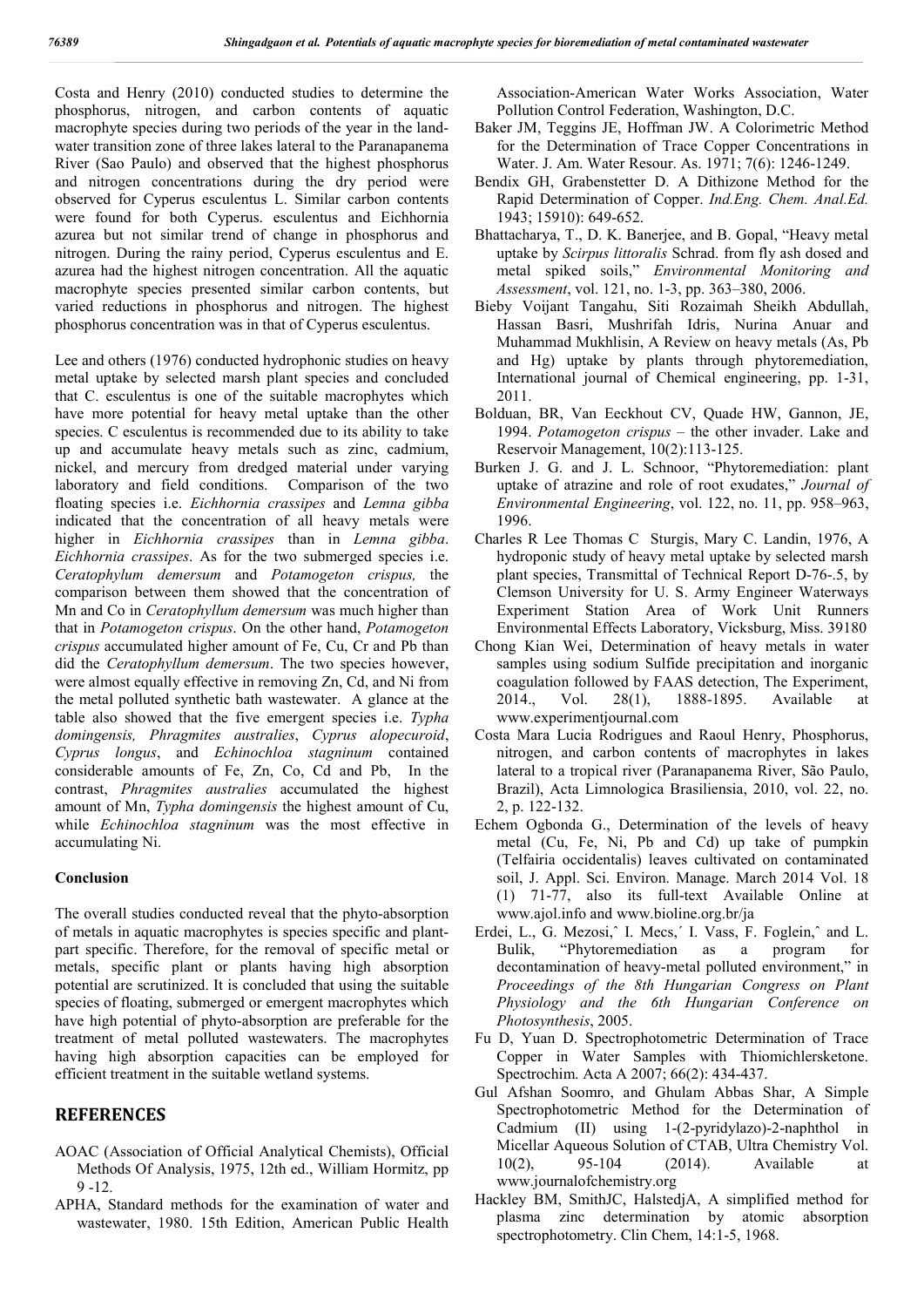Costa and Henry (2010) conducted studies to determine the phosphorus, nitrogen, and carbon contents of aquatic macrophyte species during two periods of the year in the land-water transition zone of three lakes lateral to the Paranapanema River (Sao Paulo) and observed that the highest phosphorus and nitrogen concentrations during the dry period were observed for Cyperus esculentus L. Similar carbon contents were found for both Cyperus. esculentus and Eichhornia azurea but not similar trend of change in phosphorus and nitrogen. During the rainy period, Cyperus esculentus and E. azurea had the highest nitrogen concentration. All the aquatic macrophyte species presented similar carbon contents, but varied reductions in phosphorus and nitrogen. The highest phosphorus concentration was in that of Cyperus esculentus.

Lee and others (1976) conducted hydrophonic studies on heavy metal uptake by selected marsh plant species and concluded that C. esculentus is one of the suitable macrophytes which have more potential for heavy metal uptake than the other species. C esculentus is recommended due to its ability to take up and accumulate heavy metals such as zinc, cadmium, nickel, and mercury from dredged material under varying laboratory and field conditions. Comparison of the two floating species i.e. *Eichhornia crassipes* and *Lemna gibba* indicated that the concentration of all heavy metals were higher in *Eichhornia crassipes* than in *Lemna gibba*. *Eichhornia crassipes*. As for the two submerged species i.e. *Ceratophylum demersum* and *Potamogeton crispus,* the comparison between them showed that the concentration of Mn and Co in *Ceratophyllum demersum* was much higher than that in *Potamogeton crispus*. On the other hand, *Potamogeton crispus* accumulated higher amount of Fe, Cu, Cr and Pb than did the *Ceratophyllum demersum*. The two species however, were almost equally effective in removing Zn, Cd, and Ni from the metal polluted synthetic bath wastewater. A glance at the table also showed that the five emergent species i.e. *Typha domingensis, Phragmites australies*, *Cyprus alopecuroid*, *Cyprus longus*, and *Echinochloa stagninum* contained considerable amounts of Fe, Zn, Co, Cd and Pb, In the contrast, *Phragmites australies* accumulated the highest amount of Mn, *Typha domingensis* the highest amount of Cu, while *Echinochloa stagninum* was the most effective in accumulating Ni.

**Conclusion**

The overall studies conducted reveal that the phyto-absorption of metals in aquatic macrophytes is species specific and plant-part specific. Therefore, for the removal of specific metal or metals, specific plant or plants having high absorption potential are scrutinized. It is concluded that using the suitable species of floating, submerged or emergent macrophytes which have high potential of phyto-absorption are preferable for the treatment of metal polluted wastewaters. The macrophytes having high absorption capacities can be employed for efficient treatment in the suitable wetland systems.

## REFERENCES

- AOAC (Association of Official Analytical Chemists), Official Methods Of Analysis, 1975, 12th ed., William Hormitz, pp 9 -12.
- APHA, Standard methods for the examination of water and wastewater, 1980. 15th Edition, American Public Health Association-American Water Works Association, Water Pollution Control Federation, Washington, D.C.
- Baker JM, Teggins JE, Hoffman JW. A Colorimetric Method for the Determination of Trace Copper Concentrations in Water. J. Am. Water Resour. As. 1971; 7(6): 1246-1249.
- Bendix GH, Grabenstetter D. A Dithizone Method for the Rapid Determination of Copper. *Ind.Eng. Chem. Anal.Ed.* 1943; 15910): 649-652.
- Bhattacharya, T., D. K. Banerjee, and B. Gopal, "Heavy metal uptake by *Scirpus littoralis* Schrad. from fly ash dosed and metal spiked soils," *Environmental Monitoring and Assessment*, vol. 121, no. 1-3, pp. 363–380, 2006.
- Bieby Voijant Tangahu, Siti Rozaimah Sheikh Abdullah, Hassan Basri, Mushrifah Idris, Nurina Anuar and Muhammad Mukhlisin, A Review on heavy metals (As, Pb and Hg) uptake by plants through phytoremediation, International journal of Chemical engineering, pp. 1-31, 2011.
- Bolduan, BR, Van Eeckhout CV, Quade HW, Gannon, JE, 1994. *Potamogeton crispus* – the other invader. Lake and Reservoir Management, 10(2):113-125.
- Burken J. G. and J. L. Schnoor, "Phytoremediation: plant uptake of atrazine and role of root exudates," *Journal of Environmental Engineering*, vol. 122, no. 11, pp. 958–963, 1996.
- Charles R Lee Thomas C Sturgis, Mary C. Landin, 1976, A hydroponic study of heavy metal uptake by selected marsh plant species, Transmittal of Technical Report D-76-.5, by Clemson University for U. S. Army Engineer Waterways Experiment Station Area of Work Unit Runners Environmental Effects Laboratory, Vicksburg, Miss. 39180
- Chong Kian Wei, Determination of heavy metals in water samples using sodium Sulfide precipitation and inorganic coagulation followed by FAAS detection, The Experiment, 2014., Vol. 28(1), 1888-1895. Available at www.experimentjournal.com
- Costa Mara Lucia Rodrigues and Raoul Henry, Phosphorus, nitrogen, and carbon contents of macrophytes in lakes lateral to a tropical river (Paranapanema River, São Paulo, Brazil), Acta Limnologica Brasiliensia, 2010, vol. 22, no. 2, p. 122-132.
- Echem Ogbonda G., Determination of the levels of heavy metal (Cu, Fe, Ni, Pb and Cd) up take of pumpkin (Telfairia occidentalis) leaves cultivated on contaminated soil, J. Appl. Sci. Environ. Manage. March 2014 Vol. 18 (1) 71-77, also its full-text Available Online at www.ajol.info and www.bioline.org.br/ja
- Erdei, L., G. Mezosi,ˆ I. Mecs,´ I. Vass, F. Foglein,ˆ and L. Bulik, "Phytoremediation as a program for decontamination of heavy-metal polluted environment," in *Proceedings of the 8th Hungarian Congress on Plant Physiology and the 6th Hungarian Conference on Photosynthesis*, 2005.
- Fu D, Yuan D. Spectrophotometric Determination of Trace Copper in Water Samples with Thiomichlersketone. Spectrochim. Acta A 2007; 66(2): 434-437.
- Gul Afshan Soomro, and Ghulam Abbas Shar, A Simple Spectrophotometric Method for the Determination of Cadmium (II) using 1-(2-pyridylazo)-2-naphthol in Micellar Aqueous Solution of CTAB, Ultra Chemistry Vol. 10(2), 95-104 (2014). Available at www.journalofchemistry.org
- Hackley BM, SmithJC, HalstedjA, A simplified method for plasma zinc determination by atomic absorption spectrophotometry. Clin Chem, 14:1-5, 1968.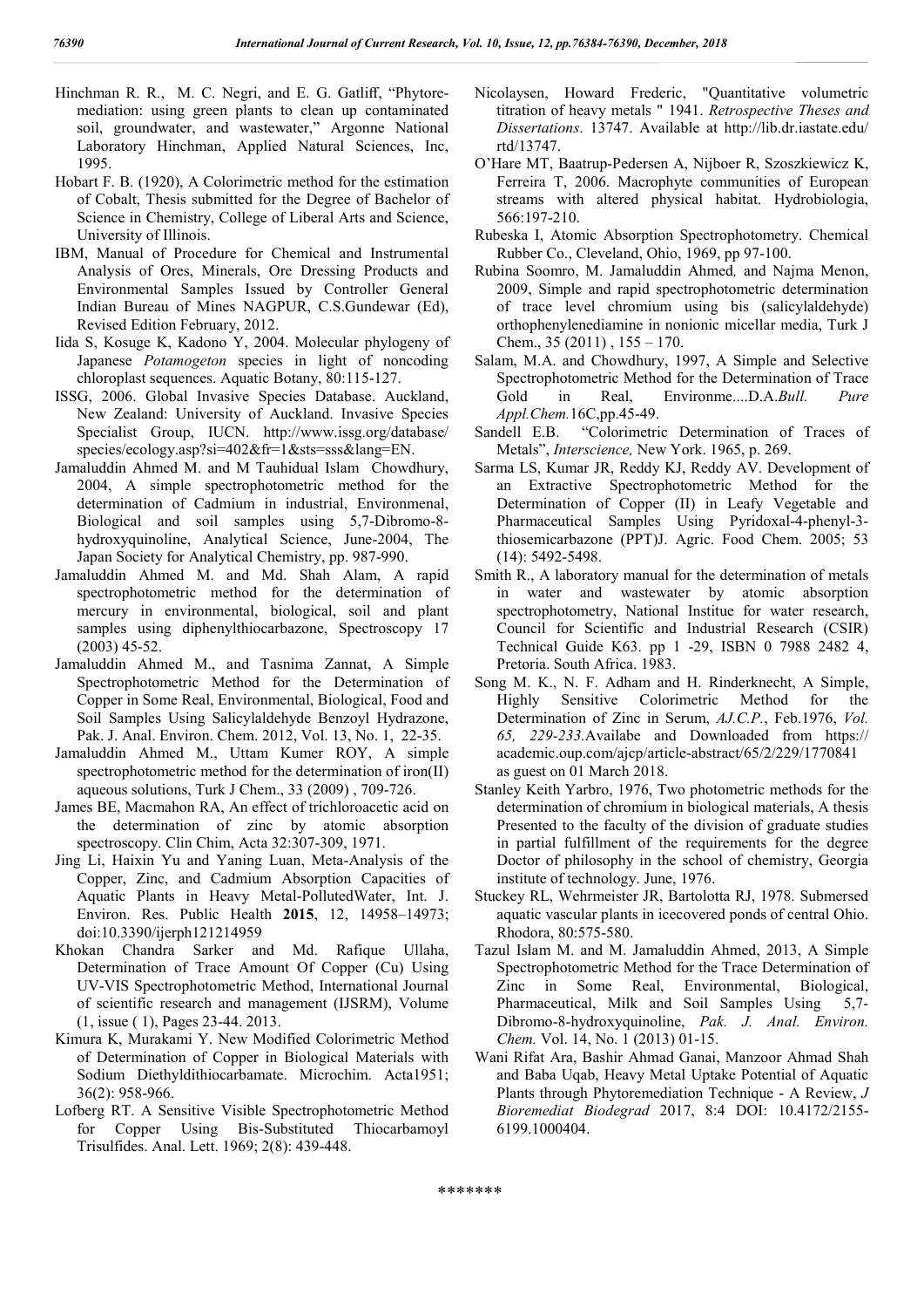Hinchman R. R., M. C. Negri, and E. G. Gatliff, "Phytoremediation: using green plants to clean up contaminated soil, groundwater, and wastewater," Argonne National Laboratory Hinchman, Applied Natural Sciences, Inc, 1995.

Hobart F. B. (1920), A Colorimetric method for the estimation of Cobalt, Thesis submitted for the Degree of Bachelor of Science in Chemistry, College of Liberal Arts and Science, University of Illinois.

IBM, Manual of Procedure for Chemical and Instrumental Analysis of Ores, Minerals, Ore Dressing Products and Environmental Samples Issued by Controller General Indian Bureau of Mines NAGPUR, C.S.Gundewar (Ed), Revised Edition February, 2012.

Iida S, Kosuge K, Kadono Y, 2004. Molecular phylogeny of Japanese *Potamogeton* species in light of noncoding chloroplast sequences. Aquatic Botany, 80:115-127.

ISSG, 2006. Global Invasive Species Database. Auckland, New Zealand: University of Auckland. Invasive Species Specialist Group, IUCN. http://www.issg.org/database/species/ecology.asp?si=402&fr=1&sts=sss&lang=EN.

Jamaluddin Ahmed M. and M Tauhidual Islam Chowdhury, 2004, A simple spectrophotometric method for the determination of Cadmium in industrial, Environmenal, Biological and soil samples using 5,7-Dibromo-8-hydroxyquinoline, Analytical Science, June-2004, The Japan Society for Analytical Chemistry, pp. 987-990.

Jamaluddin Ahmed M. and Md. Shah Alam, A rapid spectrophotometric method for the determination of mercury in environmental, biological, soil and plant samples using diphenylthiocarbazone, Spectroscopy 17 (2003) 45-52.

Jamaluddin Ahmed M., and Tasnima Zannat, A Simple Spectrophotometric Method for the Determination of Copper in Some Real, Environmental, Biological, Food and Soil Samples Using Salicylaldehyde Benzoyl Hydrazone, Pak. J. Anal. Environ. Chem. 2012, Vol. 13, No. 1, 22-35.

Jamaluddin Ahmed M., Uttam Kumer ROY, A simple spectrophotometric method for the determination of iron(II) aqueous solutions, Turk J Chem., 33 (2009) , 709-726.

James BE, Macmahon RA, An effect of trichloroacetic acid on the determination of zinc by atomic absorption spectroscopy. Clin Chim, Acta 32:307-309, 1971.

Jing Li, Haixin Yu and Yaning Luan, Meta-Analysis of the Copper, Zinc, and Cadmium Absorption Capacities of Aquatic Plants in Heavy Metal-PollutedWater, Int. J. Environ. Res. Public Health **2015**, 12, 14958–14973; doi:10.3390/ijerph121214959

Khokan Chandra Sarker and Md. Rafique Ullaha, Determination of Trace Amount Of Copper (Cu) Using UV-VIS Spectrophotometric Method, International Journal of scientific research and management (IJSRM), Volume (1, issue ( 1), Pages 23-44. 2013.

Kimura K, Murakami Y. New Modified Colorimetric Method of Determination of Copper in Biological Materials with Sodium Diethyldithiocarbamate. Microchim. Acta1951; 36(2): 958-966.

Lofberg RT. A Sensitive Visible Spectrophotometric Method for Copper Using Bis-Substituted Thiocarbamoyl Trisulfides. Anal. Lett. 1969; 2(8): 439-448.

Nicolaysen, Howard Frederic, "Quantitative volumetric titration of heavy metals " 1941. *Retrospective Theses and Dissertations*. 13747. Available at http://lib.dr.iastate.edu/rtd/13747.

O'Hare MT, Baatrup-Pedersen A, Nijboer R, Szoszkiewicz K, Ferreira T, 2006. Macrophyte communities of European streams with altered physical habitat. Hydrobiologia, 566:197-210.

Rubeska I, Atomic Absorption Spectrophotometry. Chemical Rubber Co., Cleveland, Ohio, 1969, pp 97-100.

Rubina Soomro, M. Jamaluddin Ahmed*,* and Najma Menon, 2009, Simple and rapid spectrophotometric determination of trace level chromium using bis (salicylaldehyde) orthophenylenediamine in nonionic micellar media, Turk J Chem., 35 (2011) , 155 – 170.

Salam, M.A. and Chowdhury, 1997, A Simple and Selective Spectrophotometric Method for the Determination of Trace Gold in Real, Environme....D.A.*Bull. Pure Appl.Chem.*16C,pp.45-49.

Sandell E.B. "Colorimetric Determination of Traces of Metals", *Interscience,* New York. 1965, p. 269.

Sarma LS, Kumar JR, Reddy KJ, Reddy AV. Development of an Extractive Spectrophotometric Method for the Determination of Copper (II) in Leafy Vegetable and Pharmaceutical Samples Using Pyridoxal-4-phenyl-3-thiosemicarbazone (PPT)J. Agric. Food Chem. 2005; 53 (14): 5492-5498.

Smith R., A laboratory manual for the determination of metals in water and wastewater by atomic absorption spectrophotometry, National Institue for water research, Council for Scientific and Industrial Research (CSIR) Technical Guide K63. pp 1 -29, ISBN 0 7988 2482 4, Pretoria. South Africa. 1983.

Song M. K., N. F. Adham and H. Rinderknecht, A Simple, Highly Sensitive Colorimetric Method for the Determination of Zinc in Serum, *AJ.C.P.*, Feb.1976, *Vol. 65, 229-233.*Availabe and Downloaded from https://academic.oup.com/ajcp/article-abstract/65/2/229/1770841 as guest on 01 March 2018.

Stanley Keith Yarbro, 1976, Two photometric methods for the determination of chromium in biological materials, A thesis Presented to the faculty of the division of graduate studies in partial fulfillment of the requirements for the degree Doctor of philosophy in the school of chemistry, Georgia institute of technology. June, 1976.

Stuckey RL, Wehrmeister JR, Bartolotta RJ, 1978. Submersed aquatic vascular plants in icecovered ponds of central Ohio. Rhodora, 80:575-580.

Tazul Islam M. and M. Jamaluddin Ahmed, 2013, A Simple Spectrophotometric Method for the Trace Determination of Zinc in Some Real, Environmental, Biological, Pharmaceutical, Milk and Soil Samples Using 5,7-Dibromo-8-hydroxyquinoline, *Pak. J. Anal. Environ. Chem.* Vol. 14, No. 1 (2013) 01-15.

Wani Rifat Ara, Bashir Ahmad Ganai, Manzoor Ahmad Shah and Baba Uqab, Heavy Metal Uptake Potential of Aquatic Plants through Phytoremediation Technique - A Review, *J Bioremediat Biodegrad* 2017, 8:4 DOI: 10.4172/2155-6199.1000404.

\*\*\*\*\*\*\*